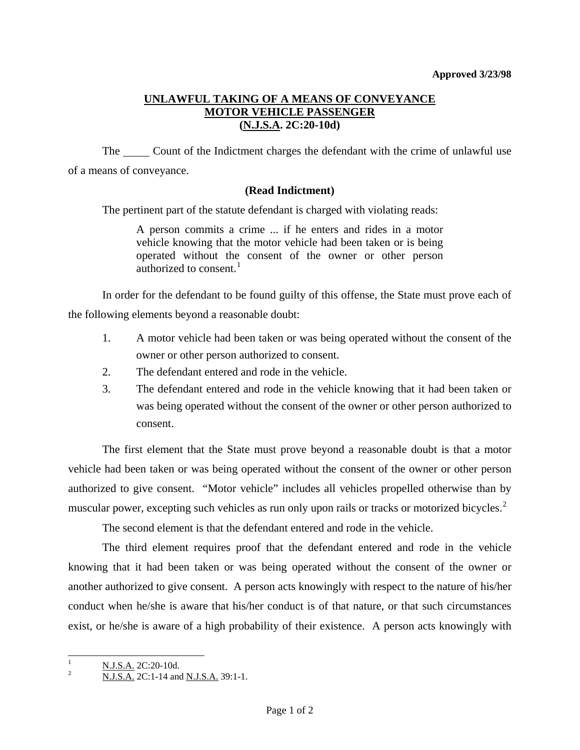**Approved 3/23/98**

# UNLAWFUL TAKING OF A MEANS OF CONVEYANCE
# MOTOR VEHICLE PASSENGER
# (N.J.S.A. 2C:20-10d)

The ____ Count of the Indictment charges the defendant with the crime of unlawful use of a means of conveyance.

**(Read Indictment)**

The pertinent part of the statute defendant is charged with violating reads:

> A person commits a crime ... if he enters and rides in a motor vehicle knowing that the motor vehicle had been taken or is being operated without the consent of the owner or other person authorized to consent.[1]

In order for the defendant to be found guilty of this offense, the State must prove each of the following elements beyond a reasonable doubt:

1. A motor vehicle had been taken or was being operated without the consent of the owner or other person authorized to consent.
2. The defendant entered and rode in the vehicle.
3. The defendant entered and rode in the vehicle knowing that it had been taken or was being operated without the consent of the owner or other person authorized to consent.

The first element that the State must prove beyond a reasonable doubt is that a motor vehicle had been taken or was being operated without the consent of the owner or other person authorized to give consent. "Motor vehicle" includes all vehicles propelled otherwise than by muscular power, excepting such vehicles as run only upon rails or tracks or motorized bicycles.[2]

The second element is that the defendant entered and rode in the vehicle.

The third element requires proof that the defendant entered and rode in the vehicle knowing that it had been taken or was being operated without the consent of the owner or another authorized to give consent. A person acts knowingly with respect to the nature of his/her conduct when he/she is aware that his/her conduct is of that nature, or that such circumstances exist, or he/she is aware of a high probability of their existence. A person acts knowingly with

---

[1] N.J.S.A. 2C:20-10d.

[2] N.J.S.A. 2C:1-14 and N.J.S.A. 39:1-1.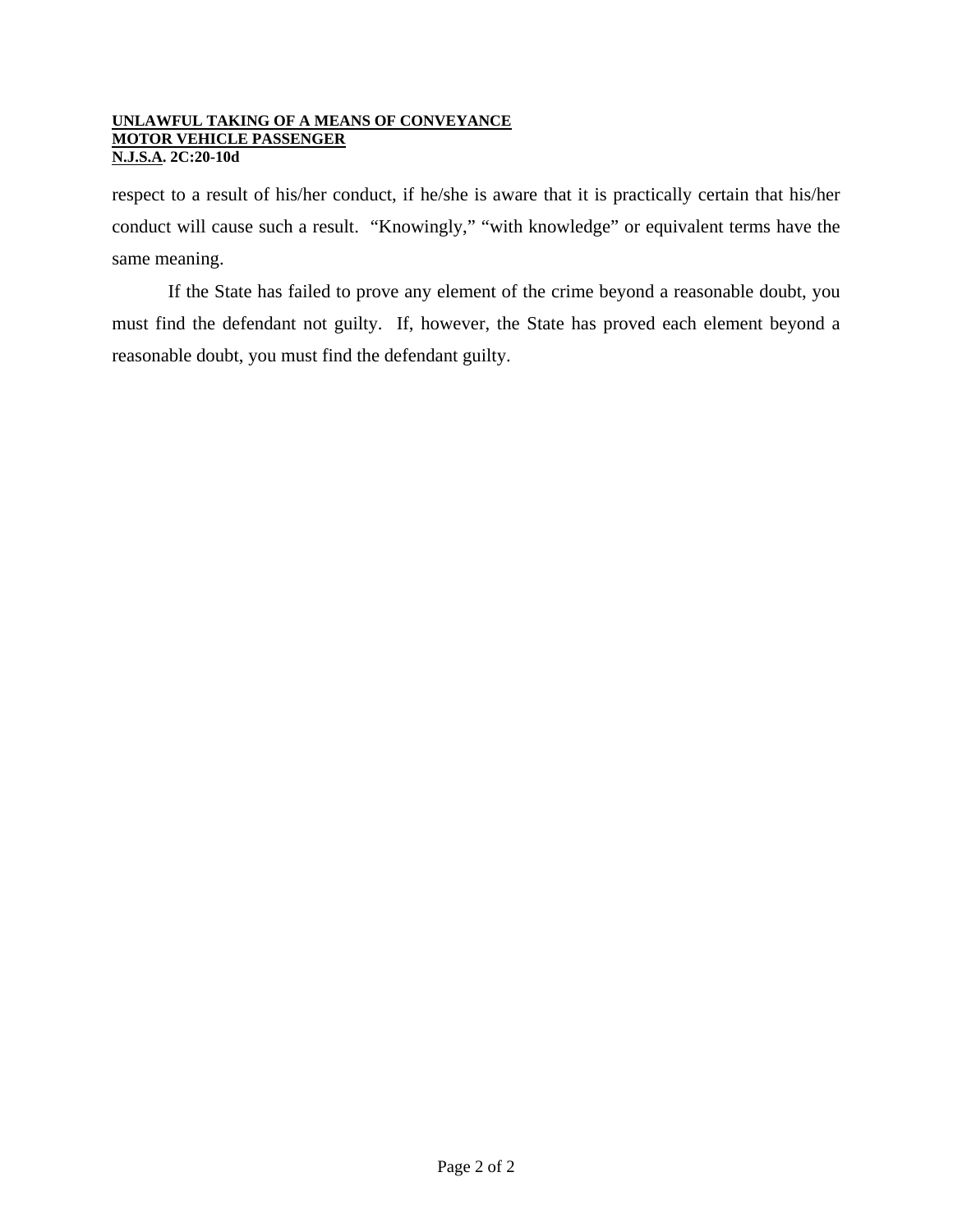respect to a result of his/her conduct, if he/she is aware that it is practically certain that his/her conduct will cause such a result. "Knowingly," "with knowledge" or equivalent terms have the same meaning.

If the State has failed to prove any element of the crime beyond a reasonable doubt, you must find the defendant not guilty. If, however, the State has proved each element beyond a reasonable doubt, you must find the defendant guilty.